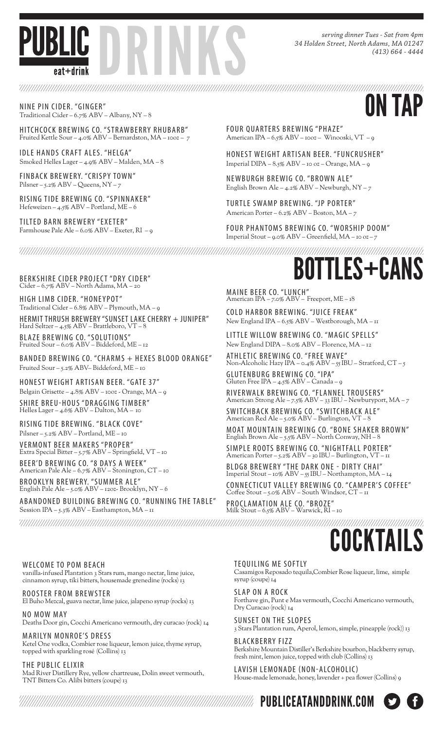# PUBLIC eat+drink DRINKS

*serving dinner Tues - Sat from 4pm*
*34 Holden Street, North Adams, MA 01247*
*(413) 664 - 4444*

## ON TAP

NINE PIN CIDER. "GINGER"
Traditional Cider – 6.7% ABV – Albany, NY – 8

HITCHCOCK BREWING CO. "STRAWBERRY RHUBARB"
Fruited Kettle Sour – 4.0% ABV – Bernardston, MA – 10oz – 7

IDLE HANDS CRAFT ALES. "HELGA"
Smoked Helles Lager – 4.9% ABV – Malden, MA – 8

FINBACK BREWERY. "CRISPY TOWN"
Pilsner – 5.2% ABV – Queens, NY – 7

RISING TIDE BREWING CO. "SPINNAKER"
Hefeweizen – 4.5% ABV – Portland, ME – 6

TILTED BARN BREWERY "EXETER"
Farmhouse Pale Ale – 6.0% ABV – Exeter, RI – 9

FOUR QUARTERS BREWING "PHAZE"
American IPA – 6.5% ABV – 10oz – Winooski, VT – 9

HONEST WEIGHT ARTISAN BEER. "FUNCRUSHER"
Imperial DIPA – 8.5% ABV – 10 oz – Orange, MA – 9

NEWBURGH BREWIG CO. "BROWN ALE"
English Brown Ale – 4.2% ABV – Newburgh, NY – 7

TURTLE SWAMP BREWING. "JP PORTER"
American Porter – 6.2% ABV – Boston, MA – 7

FOUR PHANTOMS BREWING CO. "WORSHIP DOOM"
Imperial Stout – 9.0% ABV – Greenfield, MA – 10 oz – 7

## BOTTLES+CANS

BERKSHIRE CIDER PROJECT "DRY CIDER"
Cider – 6.7% ABV – North Adams, MA – 20

HIGH LIMB CIDER. "HONEYPOT"
Traditional Cider – 6.8% ABV – Plymouth, MA – 9

HERMIT THRUSH BREWERY "SUNSET LAKE CHERRY + JUNIPER"
Hard Seltzer – 4.5% ABV – Brattleboro, VT – 8

BLAZE BREWING CO. "SOLUTIONS"
Fruited Sour – 6.0% ABV – Biddeford, ME – 12

BANDED BREWING CO. "CHARMS + HEXES BLOOD ORANGE"
Fruited Sour – 5.2% ABV– Biddeford, ME – 10

HONEST WEIGHT ARTISAN BEER. "GATE 37"
Belgain Grisette – 4.8% ABV – 10oz - Orange, MA – 9

SHIRE BREU-HOUS "DRAGGING TIMBER"
Helles Lager – 4.6% ABV – Dalton, MA – 10

RISING TIDE BREWING. "BLACK COVE"
Pilsner – 5.2% ABV – Portland, ME – 10

VERMONT BEER MAKERS "PROPER"
Extra Special Bitter – 5.7% ABV – Springfield, VT – 10

BEER'D BREWING CO. "8 DAYS A WEEK"
American Pale Ale – 6.7% ABV – Stonington, CT – 10

BROOKLYN BREWERY. "SUMMER ALE"
English Pale Ale – 5.0% ABV – 12oz- Brooklyn, NY – 6

ABANDONED BUILDING BREWING CO. "RUNNING THE TABLE"
Session IPA – 5.3% ABV – Easthampton, MA – 11

MAINE BEER CO. "LUNCH"
American IPA – 7.0% ABV – Freeport, ME – 18

COLD HARBOR BREWING. "JUICE FREAK"
New England IPA – 6.5% ABV – Westborough, MA – 11

LITTLE WILLOW BREWING CO. "MAGIC SPELLS"
New England DIPA – 8.0% ABV – Florence, MA – 12

ATHLETIC BREWING CO. "FREE WAVE"
Non-Alcoholic Hazy IPA – 0.4% ABV – 55 IBU – Stratford, CT – 5

GLUTENBURG BREWING CO. "IPA"
Gluten Free IPA – 4.5% ABV – Canada – 9

RIVERWALK BREWING CO. "FLANNEL TROUSERS"
American Strong Ale – 7.5% ABV – 33 IBU – Newburyport, MA – 7

SWITCHBACK BREWING CO. "SWITCHBACK ALE"
American Red Ale – 5.0% ABV – Burlington, VT – 8

MOAT MOUNTAIN BREWING CO. "BONE SHAKER BROWN"
English Brown Ale – 5.5% ABV – North Conway, NH – 8

SIMPLE ROOTS BREWING CO. "NIGHTFALL PORTER"
American Porter – 5.2% ABV – 30 IBU – Burlington, VT – 11

BLDG8 BREWERY "THE DARK ONE - DIRTY CHAI"
Imperial Stout – 10% ABV – 55 IBU – Northampton, MA – 14

CONNECTICUT VALLEY BREWING CO. "CAMPER'S COFFEE"
Coffee Stout – 5.0% ABV – South Windsor, CT – 11

PROCLAMATION ALE CO. "BROZE"
Milk Stout – 6.5% ABV – Warwick, RI – 10

## COCKTAILS

WELCOME TO POM BEACH
vanilla-infused Plantation 3 Stars rum, mango nectar, lime juice, cinnamon syrup, tiki bitters, housemade grenedine (rocks) 13

ROOSTER FROM BREWSTER
El Buho Mezcal, guava nectar, lime juice, jalapeno syrup (rocks) 13

NO MOW MAY
Deaths Door gin, Cocchi Americano vermouth, dry curacao (rock) 14

MARILYN MONROE'S DRESS
Ketel One vodka, Combier rose liqueur, lemon juice, thyme syrup, topped with sparkling rosé (Collins) 13

THE PUBLIC ELIXIR
Mad River Distillery Rye, yellow chartreuse, Dolin sweet vermouth, TNT Bitters Co. Alibi bitters (coupe) 13

TEQUILING ME SOFTLY
Casamigos Reposado tequila,Combier Rose liqueur, lime, simple syrup (coupe) 14

SLAP ON A ROCK
Forthave gin, Punt e Mas vermouth, Cocchi Americano vermouth, Dry Curacao (rock) 14

SUNSET ON THE SLOPES
3 Stars Plantation rum, Aperol, lemon, simple, pineapple (rock)) 13

BLACKBERRY FIZZ
Berkshire Mountain Distiller's Berkshire bourbon, blackberry syrup, fresh mint, lemon juice, topped with club (Collins) 13

LAVISH LEMONADE (NON-ALCOHOLIC)
House-made lemonade, honey, lavender + pea flower (Collins) 9

PUBLICEATANDDRINK.COM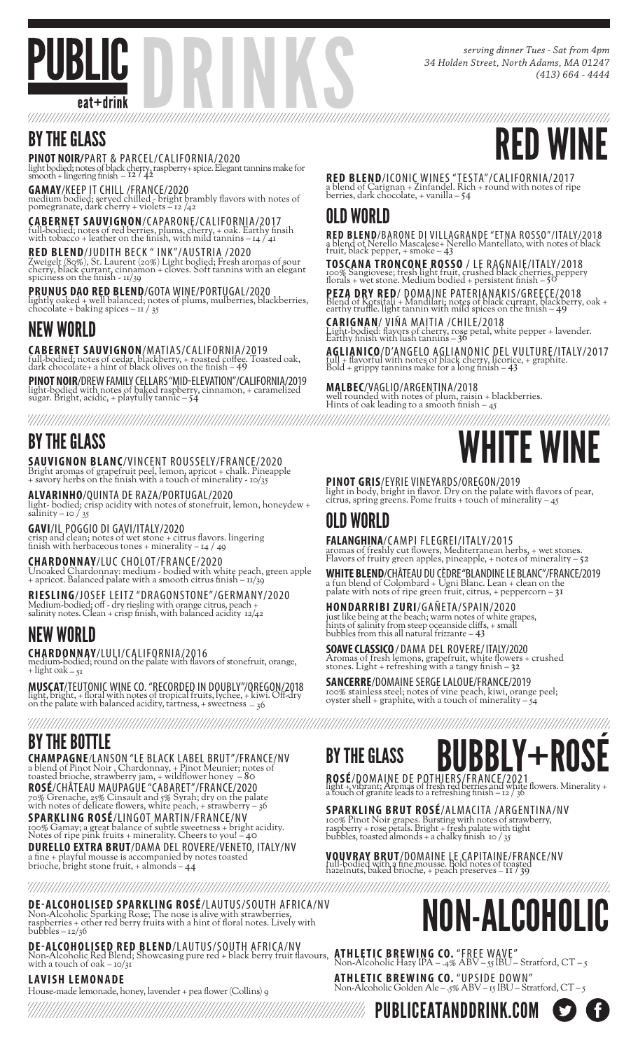# PUBLIC eat+drink DRINKS

*serving dinner Tues - Sat from 4pm*
*34 Holden Street, North Adams, MA 01247*
*(413) 664 - 4444*

# RED WINE

## BY THE GLASS

**PINOT NOIR**/PART & PARCEL/CALIFORNIA/2020
light bodied; notes of black cherry, raspberry+ spice. Elegant tannins make for smooth + lingering finish – 12 / 42

**GAMAY**/KEEP IT CHILL /FRANCE/2020
medium bodied; served chilled - bright brambly flavors with notes of pomegranate, dark cherry + violets – 12 /42

**CABERNET SAUVIGNON**/CAPARONE/CALIFORNIA/2017
full-bodied; notes of red berries, plums, cherry, + oak. Earthy finsih with tobacco + leather on the finish, with mild tannins – 14 / 41

**RED BLEND**/JUDITH BECK " INK"/AUSTRIA /2020
Zweigelt (80%), St. Laurent (20%) Light bodied; Fresh aromas of sour cherry, black currant, cinnamon + cloves. Soft tannins with an elegant spiciness on the finish - 11/39

**PRUNUS DAO RED BLEND**/GOTA WINE/PORTUGAL/2020
lightly oaked + well balanced; notes of plums, mulberries, blackberries, chocolate + baking spices – 11 / 35

## NEW WORLD

**CABERNET SAUVIGNON**/MATIAS/CALIFORNIA/2019
full-bodied; notes of cedar, blackberry, + roasted coffee. Toasted oak, dark chocolate+ a hint of black olives on the finish – 49

**PINOT NOIR**/DREW FAMILY CELLARS "MID-ELEVATION"/CALIFORNIA/2019
light-bodied with notes of baked raspberry, cinnamon, + caramelized sugar. Bright, acidic, + playfully tannic – 54

**RED BLEND**/ICONIC WINES "TESTA"/CALIFORNIA/2017
a blend of Carignan + Zinfandel. Rich + round with notes of ripe berries, dark chocolate, + vanilla – 54

## OLD WORLD

**RED BLEND**/BARONE DI VILLAGRANDE "ETNA ROSSO"/ITALY/2018
a blend of Nerello Mascalese+ Nerello Mantellato, with notes of black fruit, black pepper, + smoke – 43

**TOSCANA TRONCONE ROSSO** / LE RAGNAIE/ITALY/2018
100% Sangiovese; fresh light fruit, crushed black cherries, peppery florals + wet stone. Medium bodied + persistent finish – 50

**PEZA DRY RED**/ DOMAINE PATERIANAKIS/GREECE/2018
Blend of Kotsifali + Mandilari; notes of black currant, blackberry, oak + earthy truffle. light tannin with mild spices on the finish – 49

**CARIGNAN**/ VIÑA MAITIA /CHILE/2018
Light-bodied: flavors of cherry, rose petal, white pepper + lavender. Earthy finish with lush tannins – 36

**AGLIANICO**/D'ANGELO AGLIANONIC DEL VULTURE/ITALY/2017
full + flavorful with notes of black cherry, licorice, + graphite. Bold + grippy tannins make for a long finish – 43

**MALBEC**/VAGLIO/ARGENTINA/2018
well rounded with notes of plum, raisin + blackberries. Hints of oak leading to a smooth finish – 45

# WHITE WINE

## BY THE GLASS

**SAUVIGNON BLANC**/VINCENT ROUSSELY/FRANCE/2020
Bright aromas of grapefruit peel, lemon, apricot + chalk. Pineapple + savory herbs on the finish with a touch of minerality - 10/35

**ALVARINHO**/QUINTA DE RAZA/PORTUGAL/2020
light- bodied; crisp acidity with notes of stonefruit, lemon, honeydew + salinity – 10 / 35

**GAVI**/IL POGGIO DI GAVI/ITALY/2020
crisp and clean; notes of wet stone + citrus flavors. lingering finish with herbaceous tones + minerality – 14 / 49

**CHARDONNAY**/LUC CHOLOT/FRANCE/2020
Unoaked Chardonnay: medium - bodied with white peach, green apple + apricot. Balanced palate with a smooth citrus finish – 11/39

**RIESLING**/JOSEF LEITZ "DRAGONSTONE"/GERMANY/2020
Medium-bodied; off - dry riesling with orange citrus, peach + salinity notes. Clean + crisp finish, with balanced acidity 12/42

## NEW WORLD

**CHARDONNAY**/LULI/CALIFORNIA/2016
medium-bodied; round on the palate with flavors of stonefruit, orange, + light oak – 51

**MUSCAT**/TEUTONIC WINE CO. "RECORDED IN DOUBLY"/OREGON/2018
light, bright, + floral with notes of tropical fruits, lychee, + kiwi. Off-dry on the palate with balanced acidity, tartness, + sweetness – 36

**PINOT GRIS**/EYRIE VINEYARDS/OREGON/2019
light in body, bright in flavor. Dry on the palate with flavors of pear, citrus, spring greens. Pome fruits + touch of minerality – 45

## OLD WORLD

**FALANGHINA**/CAMPI FLEGREI/ITALY/2015
aromas of freshly cut flowers, Mediterranean herbs, + wet stones. Flavors of fruity green apples, pineapple, + notes of minerality – 52

**WHITE BLEND**/CHÂTEAU DU CÈDRE "BLANDINE LE BLANC"/FRANCE/2019
a fun blend of Colombard + Ugni Blanc. Lean + clean on the palate with nots of ripe green fruit, citrus, + peppercorn – 31

**HONDARRIBI ZURI**/GAÑETA/SPAIN/2020
just like being at the beach; warm notes of white grapes, hints of salinity from steep oceanside cliffs, + small bubbles from this all natural frizzante – 43

**SOAVE CLASSICO**/ DAMA DEL ROVERE/ ITALY/2020
Aromas of fresh lemons, grapefruit, white flowers + crushed stones. Light + refreshing with a tangy finish – 32

**SANCERRE**/DOMAINE SERGE LALOUE/FRANCE/2019
100% stainless steel; notes of vine peach, kiwi, orange peel; oyster shell + graphite, with a touch of minerality – 54

# BUBBLY+ROSÉ

## BY THE BOTTLE

**CHAMPAGNE**/LANSON "LE BLACK LABEL BRUT"/FRANCE/NV
a blend of Pinot Noir , Chardonnay, + Pinot Meunier; notes of toasted brioche, strawberry jam, + wildflower honey – 80

**ROSÉ**/CHÂTEAU MAUPAGUE "CABARET"/FRANCE/2020
70% Grenache, 25% Cinsault and 5% Syrah; dry on the palate with notes of delicate flowers, white peach, + strawberry – 36

**SPARKLING ROSÉ**/LINGOT MARTIN/FRANCE/NV
100% Gamay; a great balance of subtle sweetness + bright acidity. Notes of ripe pink fruits + minerality. Cheers to you! – 40

**DURELLO EXTRA BRUT**/DAMA DEL ROVERE/VENETO, ITALY/NV
a fine + playful mousse is accompanied by notes toasted brioche, bright stone fruit, + almonds – 44

## BY THE GLASS

**ROSÉ**/DOMAINE DE POTHIERS/FRANCE/2021
light + vibrant; Aromas of fresh red berries and white flowers. Minerality + a touch of granite leads to a refreshing finish – 12 / 36

**SPARKLING BRUT ROSÉ**/ALMACITA /ARGENTINA/NV
100% Pinot Noir grapes. Bursting with notes of strawberry, raspberry + rose petals. Bright + fresh palate with tight bubbles, toasted almonds + a chalky finish 10 / 35

**VOUVRAY BRUT**/DOMAINE LE CAPITAINE/FRANCE/NV
full-bodied with a fine mousse. Bold notes of toasted hazelnuts, baked brioche, + peach preserves – 11 / 39

# NON-ALCOHOLIC

**DE-ALCOHOLISED SPARKLING ROSÉ**/LAUTUS/SOUTH AFRICA/NV
Non-Alcoholic Sparkling Rose; The nose is alive with strawberries, raspberries + other red berry fruits with a hint of floral notes. Lively with bubbles – 12/36

**DE-ALCOHOLISED RED BLEND**/LAUTUS/SOUTH AFRICA/NV
Non-Alcoholic Red Blend; Showcasing pure red + black berry fruit flavours, with a touch of oak – 10/31

**LAVISH LEMONADE**
House-made lemonade, honey, lavender + pea flower (Collins) 9

**ATHLETIC BREWING CO.** "FREE WAVE"
Non-Alcoholic Hazy IPA – .4% ABV – 55 IBU – Stratford, CT – 5

**ATHLETIC BREWING CO.** "UPSIDE DOWN"
Non-Alcoholic Golden Ale – .5% ABV – 15 IBU – Stratford, CT – 5

PUBLICEATANDDRINK.COM